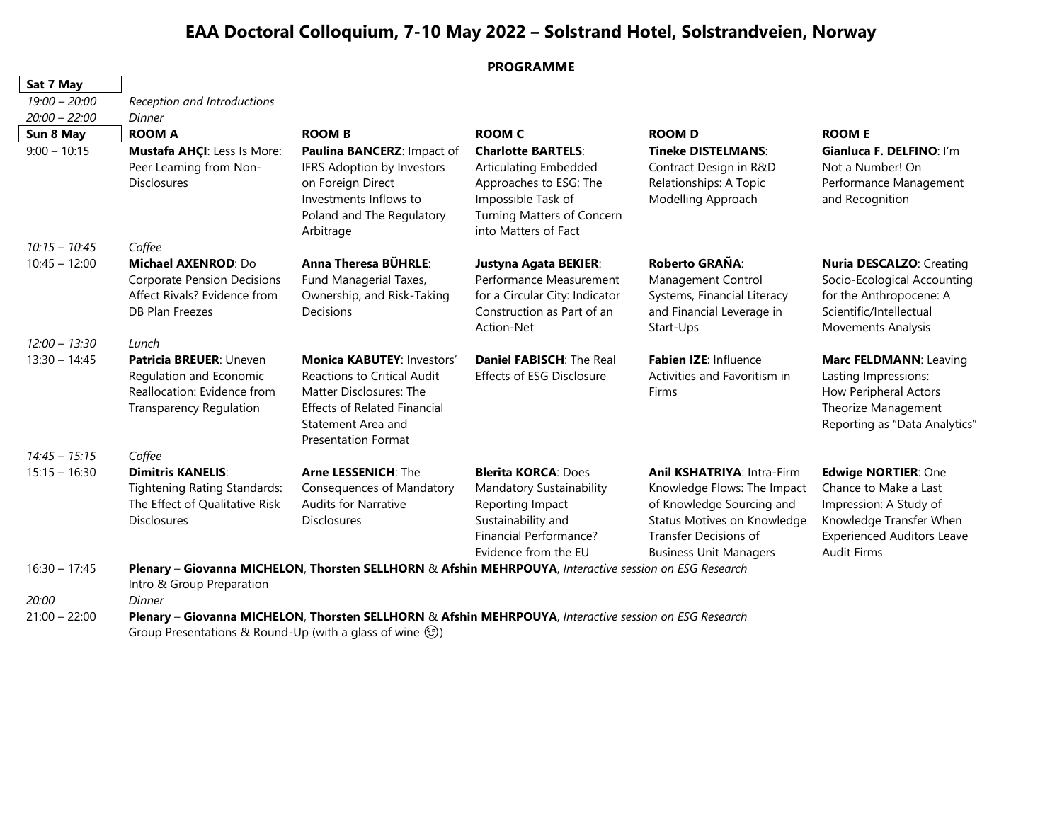# EAA Doctoral Colloquium, 7-10 May 2022 – Solstrand Hotel, Solstrandveien, Norway

## PROGRAMME

| **Sat 7 May** | | | | | |
|---|---|---|---|---|---|
| *19:00 – 20:00* | *Reception and Introductions* | | | | |
| *20:00 – 22:00* | *Dinner* | | | | |
| **Sun 8 May** | **ROOM A** | **ROOM B** | **ROOM C** | **ROOM D** | **ROOM E** |
| 9:00 – 10:15 | **Mustafa AHÇI**: Less Is More: Peer Learning from Non-Disclosures | **Paulina BANCERZ**: Impact of IFRS Adoption by Investors on Foreign Direct Investments Inflows to Poland and The Regulatory Arbitrage | **Charlotte BARTELS**: Articulating Embedded Approaches to ESG: The Impossible Task of Turning Matters of Concern into Matters of Fact | **Tineke DISTELMANS**: Contract Design in R&D Relationships: A Topic Modelling Approach | **Gianluca F. DELFINO**: I'm Not a Number! On Performance Management and Recognition |
| *10:15 – 10:45* | *Coffee* | | | | |
| 10:45 – 12:00 | **Michael AXENROD**: Do Corporate Pension Decisions Affect Rivals? Evidence from DB Plan Freezes | **Anna Theresa BÜHRLE**: Fund Managerial Taxes, Ownership, and Risk-Taking Decisions | **Justyna Agata BEKIER**: Performance Measurement for a Circular City: Indicator Construction as Part of an Action-Net | **Roberto GRAÑA**: Management Control Systems, Financial Literacy and Financial Leverage in Start-Ups | **Nuria DESCALZO**: Creating Socio-Ecological Accounting for the Anthropocene: A Scientific/Intellectual Movements Analysis |
| *12:00 – 13:30* | *Lunch* | | | | |
| 13:30 – 14:45 | **Patricia BREUER**: Uneven Regulation and Economic Reallocation: Evidence from Transparency Regulation | **Monica KABUTEY**: Investors' Reactions to Critical Audit Matter Disclosures: The Effects of Related Financial Statement Area and Presentation Format | **Daniel FABISCH**: The Real Effects of ESG Disclosure | **Fabien IZE**: Influence Activities and Favoritism in Firms | **Marc FELDMANN**: Leaving Lasting Impressions: How Peripheral Actors Theorize Management Reporting as "Data Analytics" |
| *14:45 – 15:15* | *Coffee* | | | | |
| 15:15 – 16:30 | **Dimitris KANELIS**: Tightening Rating Standards: The Effect of Qualitative Risk Disclosures | **Arne LESSENICH**: The Consequences of Mandatory Audits for Narrative Disclosures | **Blerita KORCA**: Does Mandatory Sustainability Reporting Impact Sustainability and Financial Performance? Evidence from the EU | **Anil KSHATRIYA**: Intra-Firm Knowledge Flows: The Impact of Knowledge Sourcing and Status Motives on Knowledge Transfer Decisions of Business Unit Managers | **Edwige NORTIER**: One Chance to Make a Last Impression: A Study of Knowledge Transfer When Experienced Auditors Leave Audit Firms |
| 16:30 – 17:45 | **Plenary** – **Giovanna MICHELON**, **Thorsten SELLHORN** & **Afshin MEHRPOUYA**, *Interactive session on ESG Research* Intro & Group Preparation | | | | |
| *20:00* | *Dinner* | | | | |
| 21:00 – 22:00 | **Plenary** – **Giovanna MICHELON**, **Thorsten SELLHORN** & **Afshin MEHRPOUYA**, *Interactive session on ESG Research* Group Presentations & Round-Up (with a glass of wine 😉) | | | | |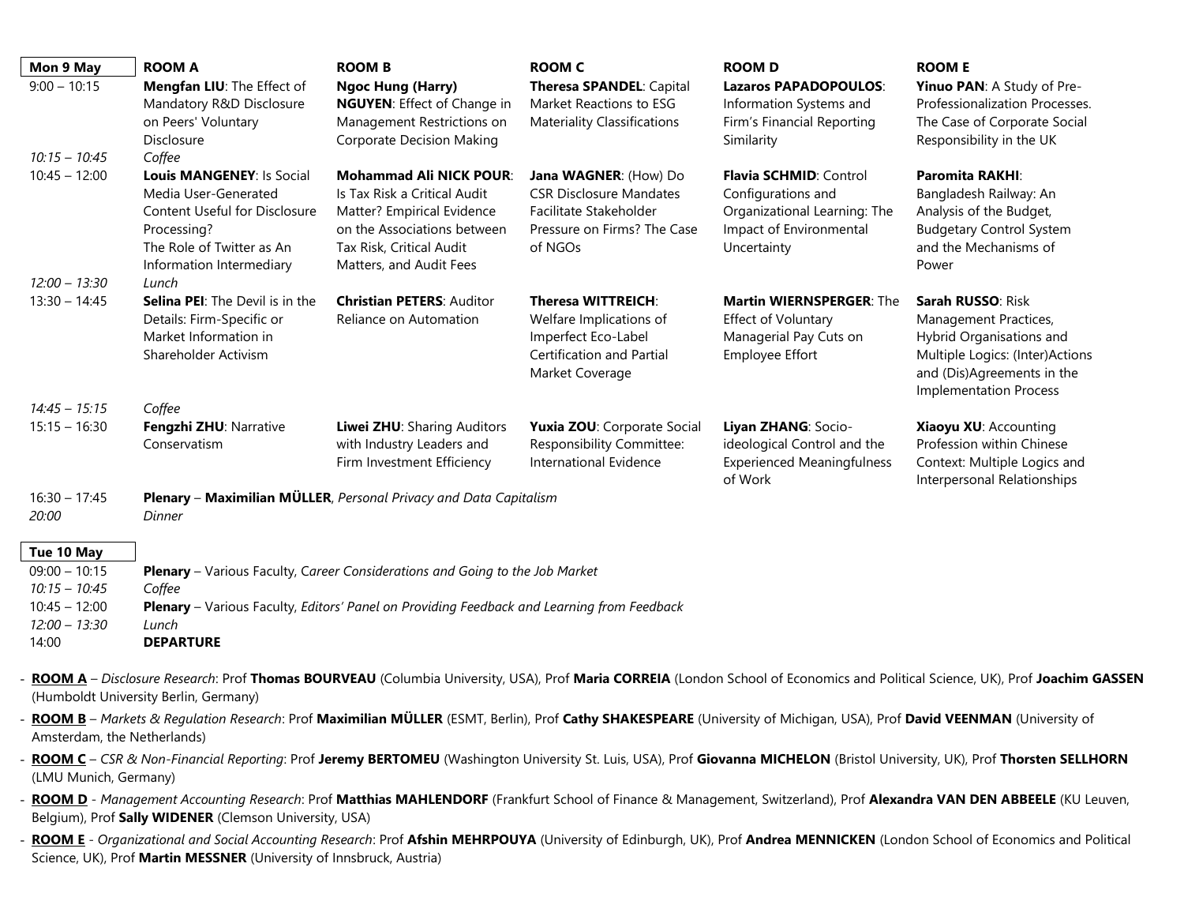| **Mon 9 May** | **ROOM A** | **ROOM B** | **ROOM C** | **ROOM D** | **ROOM E** |
|---|---|---|---|---|---|
| 9:00 – 10:15 | **Mengfan LIU**: The Effect of Mandatory R&D Disclosure on Peers' Voluntary Disclosure | **Ngoc Hung (Harry) NGUYEN**: Effect of Change in Management Restrictions on Corporate Decision Making | **Theresa SPANDEL**: Capital Market Reactions to ESG Materiality Classifications | **Lazaros PAPADOPOULOS**: Information Systems and Firm's Financial Reporting Similarity | **Yinuo PAN**: A Study of Pre-Professionalization Processes. The Case of Corporate Social Responsibility in the UK |
| *10:15 – 10:45* | *Coffee* | | | | |
| 10:45 – 12:00 | **Louis MANGENEY**: Is Social Media User-Generated Content Useful for Disclosure Processing? The Role of Twitter as An Information Intermediary | **Mohammad Ali NICK POUR**: Is Tax Risk a Critical Audit Matter? Empirical Evidence on the Associations between Tax Risk, Critical Audit Matters, and Audit Fees | **Jana WAGNER**: (How) Do CSR Disclosure Mandates Facilitate Stakeholder Pressure on Firms? The Case of NGOs | **Flavia SCHMID**: Control Configurations and Organizational Learning: The Impact of Environmental Uncertainty | **Paromita RAKHI**: Bangladesh Railway: An Analysis of the Budget, Budgetary Control System and the Mechanisms of Power |
| *12:00 – 13:30* | *Lunch* | | | | |
| 13:30 – 14:45 | **Selina PEI**: The Devil is in the Details: Firm-Specific or Market Information in Shareholder Activism | **Christian PETERS**: Auditor Reliance on Automation | **Theresa WITTREICH**: Welfare Implications of Imperfect Eco-Label Certification and Partial Market Coverage | **Martin WIERNSPERGER**: The Effect of Voluntary Managerial Pay Cuts on Employee Effort | **Sarah RUSSO**: Risk Management Practices, Hybrid Organisations and Multiple Logics: (Inter)Actions and (Dis)Agreements in the Implementation Process |
| *14:45 – 15:15* | *Coffee* | | | | |
| 15:15 – 16:30 | **Fengzhi ZHU**: Narrative Conservatism | **Liwei ZHU**: Sharing Auditors with Industry Leaders and Firm Investment Efficiency | **Yuxia ZOU**: Corporate Social Responsibility Committee: International Evidence | **Liyan ZHANG**: Socio-ideological Control and the Experienced Meaningfulness of Work | **Xiaoyu XU**: Accounting Profession within Chinese Context: Multiple Logics and Interpersonal Relationships |
| 16:30 – 17:45 | **Plenary** – **Maximilian MÜLLER**, *Personal Privacy and Data Capitalism* | | | | |
| *20:00* | *Dinner* | | | | |

| **Tue 10 May** | |
|---|---|
| 09:00 – 10:15 | **Plenary** – Various Faculty, *Career Considerations and Going to the Job Market* |
| *10:15 – 10:45* | *Coffee* |
| 10:45 – 12:00 | **Plenary** – Various Faculty, *Editors' Panel on Providing Feedback and Learning from Feedback* |
| *12:00 – 13:30* | *Lunch* |
| 14:00 | **DEPARTURE** |

- **ROOM A** – *Disclosure Research*: Prof **Thomas BOURVEAU** (Columbia University, USA), Prof **Maria CORREIA** (London School of Economics and Political Science, UK), Prof **Joachim GASSEN** (Humboldt University Berlin, Germany)
- **ROOM B** – *Markets & Regulation Research*: Prof **Maximilian MÜLLER** (ESMT, Berlin), Prof **Cathy SHAKESPEARE** (University of Michigan, USA), Prof **David VEENMAN** (University of Amsterdam, the Netherlands)
- **ROOM C** – *CSR & Non-Financial Reporting*: Prof **Jeremy BERTOMEU** (Washington University St. Luis, USA), Prof **Giovanna MICHELON** (Bristol University, UK), Prof **Thorsten SELLHORN** (LMU Munich, Germany)
- **ROOM D** - *Management Accounting Research*: Prof **Matthias MAHLENDORF** (Frankfurt School of Finance & Management, Switzerland), Prof **Alexandra VAN DEN ABBEELE** (KU Leuven, Belgium), Prof **Sally WIDENER** (Clemson University, USA)
- **ROOM E** - *Organizational and Social Accounting Research*: Prof **Afshin MEHRPOUYA** (University of Edinburgh, UK), Prof **Andrea MENNICKEN** (London School of Economics and Political Science, UK), Prof **Martin MESSNER** (University of Innsbruck, Austria)